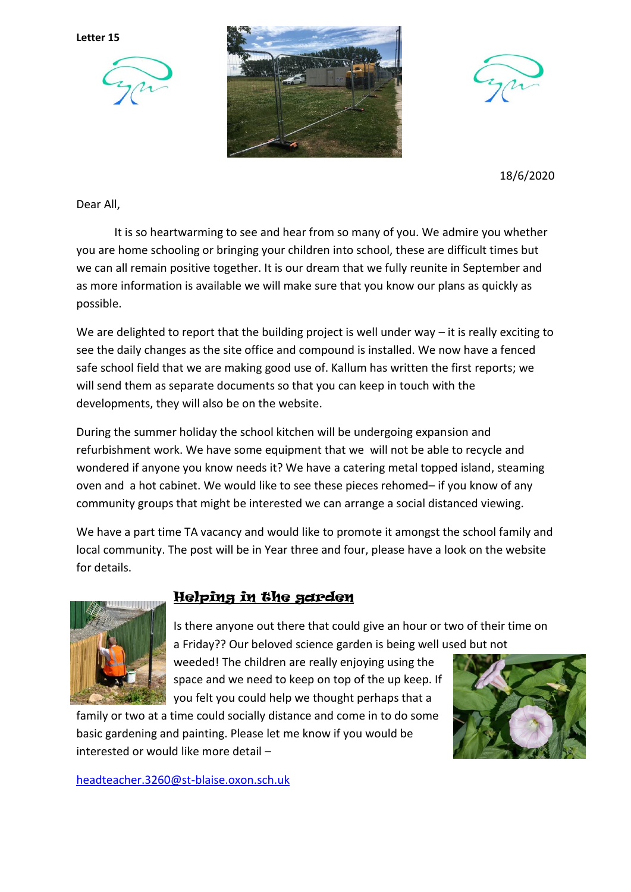**Letter 15**

18/6/2020

Dear All,

It is so heartwarming to see and hear from so many of you. We admire you whether you are home schooling or bringing your children into school, these are difficult times but we can all remain positive together. It is our dream that we fully reunite in September and as more information is available we will make sure that you know our plans as quickly as possible.

We are delighted to report that the building project is well under way – it is really exciting to see the daily changes as the site office and compound is installed. We now have a fenced safe school field that we are making good use of. Kallum has written the first reports; we will send them as separate documents so that you can keep in touch with the developments, they will also be on the website.

During the summer holiday the school kitchen will be undergoing expansion and refurbishment work. We have some equipment that we will not be able to recycle and wondered if anyone you know needs it? We have a catering metal topped island, steaming oven and a hot cabinet. We would like to see these pieces rehomed– if you know of any community groups that might be interested we can arrange a social distanced viewing.

We have a part time TA vacancy and would like to promote it amongst the school family and local community. The post will be in Year three and four, please have a look on the website for details.

## Helping in the garden

Is there anyone out there that could give an hour or two of their time on a Friday?? Our beloved science garden is being well used but not weeded! The children are really enjoying using the space and we need to keep on top of the up keep. If you felt you could help we thought perhaps that a family or two at a time could socially distance and come in to do some basic gardening and painting. Please let me know if you would be interested or would like more detail –

[headteacher.3260@st-blaise.oxon.sch.uk](mailto:headteacher.3260@st-blaise.oxon.sch.uk)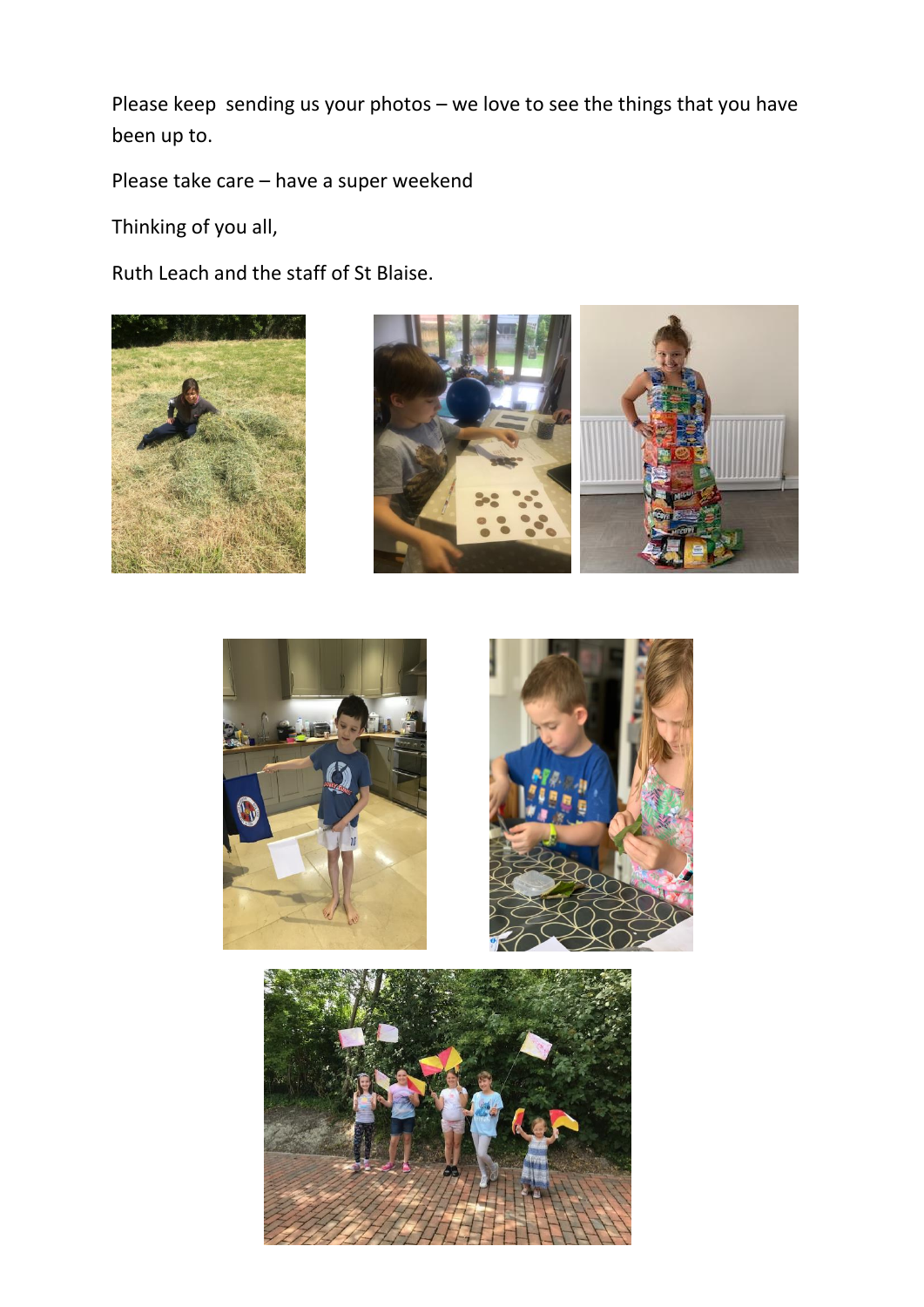Please keep  sending us your photos – we love to see the things that you have been up to.

Please take care – have a super weekend

Thinking of you all,

Ruth Leach and the staff of St Blaise.